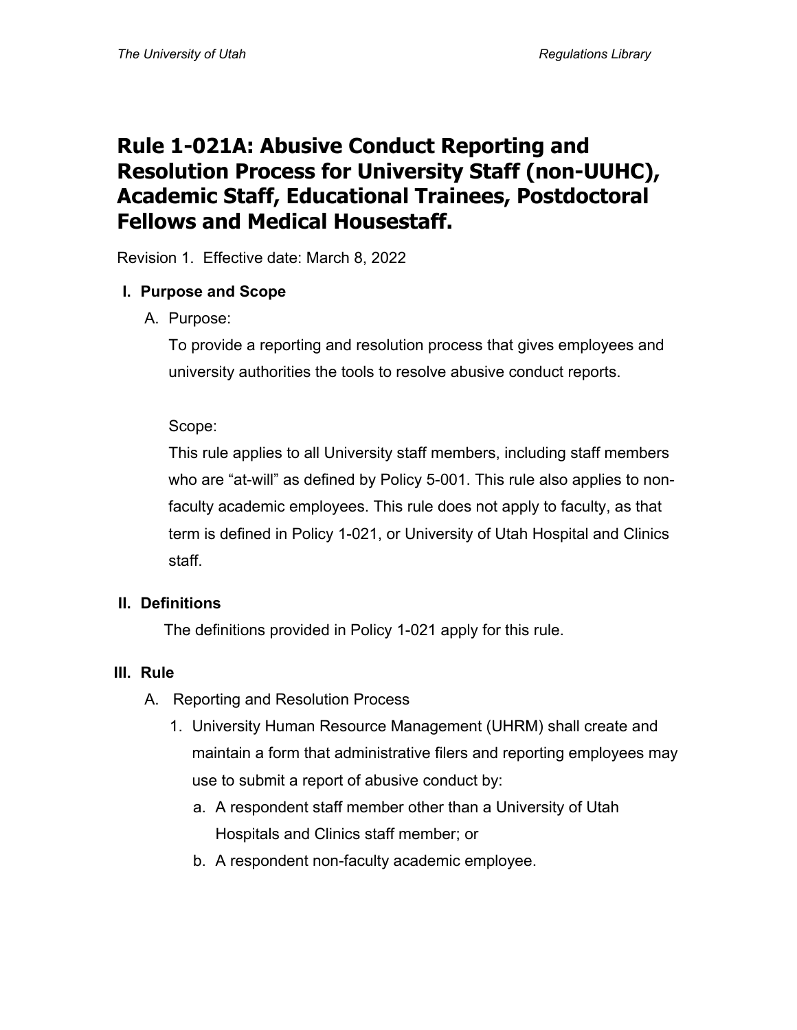# Rule 1-021A: Abusive Conduct Reporting and Resolution Process for University Staff (non-UUHC), Academic Staff, Educational Trainees, Postdoctoral Fellows and Medical Housestaff.

Revision 1. Effective date: March 8, 2022

## I. Purpose and Scope

A. Purpose:

To provide a reporting and resolution process that gives employees and university authorities the tools to resolve abusive conduct reports.

Scope:

This rule applies to all University staff members, including staff members who are "at-will" as defined by Policy 5-001. This rule also applies to non-faculty academic employees. This rule does not apply to faculty, as that term is defined in Policy 1-021, or University of Utah Hospital and Clinics staff.

## II. Definitions

The definitions provided in Policy 1-021 apply for this rule.

## III. Rule

A. Reporting and Resolution Process

1. University Human Resource Management (UHRM) shall create and maintain a form that administrative filers and reporting employees may use to submit a report of abusive conduct by:
   a. A respondent staff member other than a University of Utah Hospitals and Clinics staff member; or
   b. A respondent non-faculty academic employee.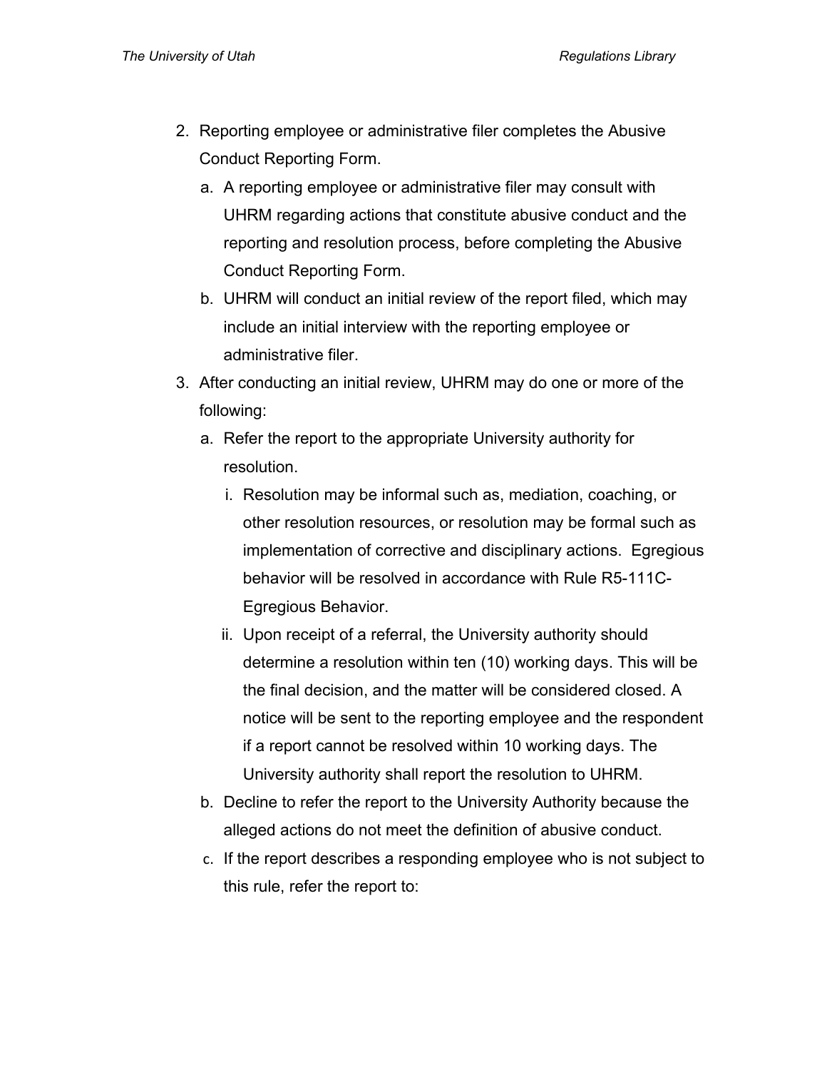2. Reporting employee or administrative filer completes the Abusive Conduct Reporting Form.
   a. A reporting employee or administrative filer may consult with UHRM regarding actions that constitute abusive conduct and the reporting and resolution process, before completing the Abusive Conduct Reporting Form.
   b. UHRM will conduct an initial review of the report filed, which may include an initial interview with the reporting employee or administrative filer.
3. After conducting an initial review, UHRM may do one or more of the following:
   a. Refer the report to the appropriate University authority for resolution.
      i. Resolution may be informal such as, mediation, coaching, or other resolution resources, or resolution may be formal such as implementation of corrective and disciplinary actions.  Egregious behavior will be resolved in accordance with Rule R5-111C-Egregious Behavior.
      ii. Upon receipt of a referral, the University authority should determine a resolution within ten (10) working days. This will be the final decision, and the matter will be considered closed. A notice will be sent to the reporting employee and the respondent if a report cannot be resolved within 10 working days. The University authority shall report the resolution to UHRM.
   b. Decline to refer the report to the University Authority because the alleged actions do not meet the definition of abusive conduct.
   c. If the report describes a responding employee who is not subject to this rule, refer the report to: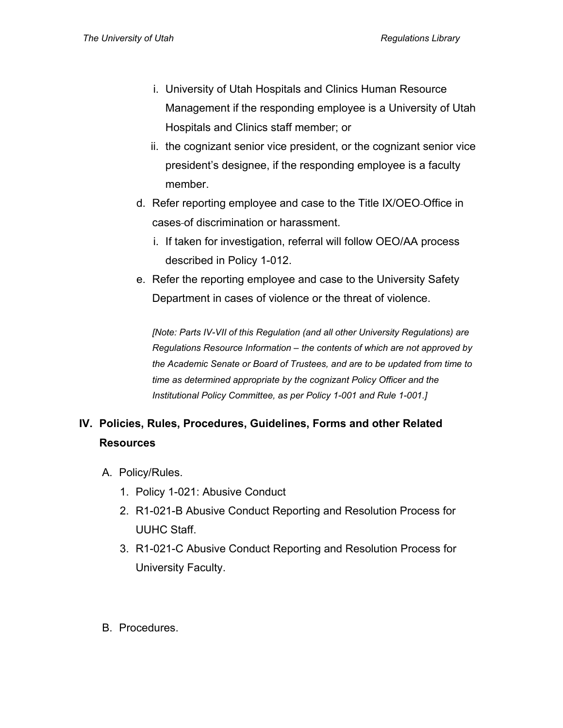i. University of Utah Hospitals and Clinics Human Resource Management if the responding employee is a University of Utah Hospitals and Clinics staff member; or
   ii. the cognizant senior vice president, or the cognizant senior vice president's designee, if the responding employee is a faculty member.

d. Refer reporting employee and case to the Title IX/OEO Office in cases of discrimination or harassment.
   i. If taken for investigation, referral will follow OEO/AA process described in Policy 1-012.

e. Refer the reporting employee and case to the University Safety Department in cases of violence or the threat of violence.

*[Note: Parts IV-VII of this Regulation (and all other University Regulations) are Regulations Resource Information – the contents of which are not approved by the Academic Senate or Board of Trustees, and are to be updated from time to time as determined appropriate by the cognizant Policy Officer and the Institutional Policy Committee, as per Policy 1-001 and Rule 1-001.]*

## IV. Policies, Rules, Procedures, Guidelines, Forms and other Related Resources

A. Policy/Rules.

1. Policy 1-021: Abusive Conduct
2. R1-021-B Abusive Conduct Reporting and Resolution Process for UUHC Staff.
3. R1-021-C Abusive Conduct Reporting and Resolution Process for University Faculty.

B. Procedures.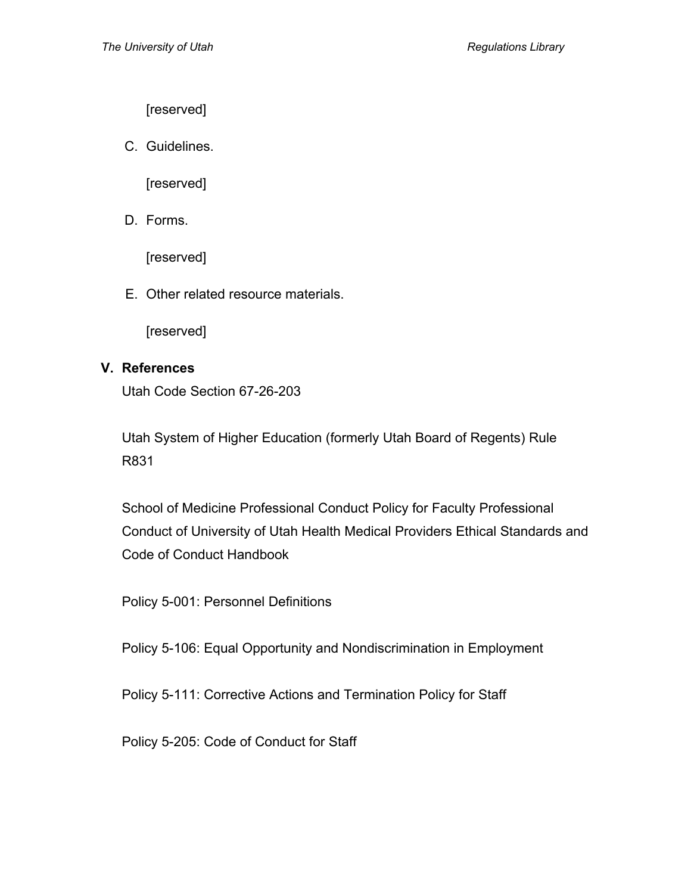[reserved]

C. Guidelines.

   [reserved]

D. Forms.

   [reserved]

E. Other related resource materials.

   [reserved]

## V. References

Utah Code Section 67-26-203

Utah System of Higher Education (formerly Utah Board of Regents) Rule R831

School of Medicine Professional Conduct Policy for Faculty Professional Conduct of University of Utah Health Medical Providers Ethical Standards and Code of Conduct Handbook

Policy 5-001: Personnel Definitions

Policy 5-106: Equal Opportunity and Nondiscrimination in Employment

Policy 5-111: Corrective Actions and Termination Policy for Staff

Policy 5-205: Code of Conduct for Staff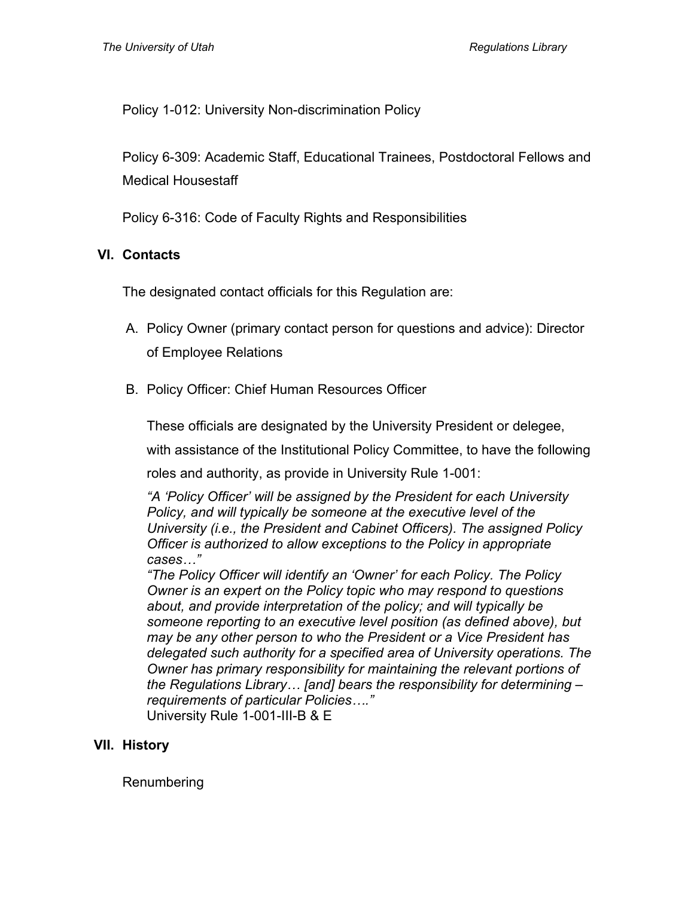Policy 1-012: University Non-discrimination Policy

Policy 6-309: Academic Staff, Educational Trainees, Postdoctoral Fellows and Medical Housestaff

Policy 6-316: Code of Faculty Rights and Responsibilities

## VI. Contacts

The designated contact officials for this Regulation are:

A. Policy Owner (primary contact person for questions and advice): Director of Employee Relations

B. Policy Officer: Chief Human Resources Officer

These officials are designated by the University President or delegee, with assistance of the Institutional Policy Committee, to have the following roles and authority, as provide in University Rule 1-001:

*"A 'Policy Officer' will be assigned by the President for each University Policy, and will typically be someone at the executive level of the University (i.e., the President and Cabinet Officers). The assigned Policy Officer is authorized to allow exceptions to the Policy in appropriate cases…"*

*"The Policy Officer will identify an 'Owner' for each Policy. The Policy Owner is an expert on the Policy topic who may respond to questions about, and provide interpretation of the policy; and will typically be someone reporting to an executive level position (as defined above), but may be any other person to who the President or a Vice President has delegated such authority for a specified area of University operations. The Owner has primary responsibility for maintaining the relevant portions of the Regulations Library… [and] bears the responsibility for determining – requirements of particular Policies…."*

University Rule 1-001-III-B & E

## VII. History

Renumbering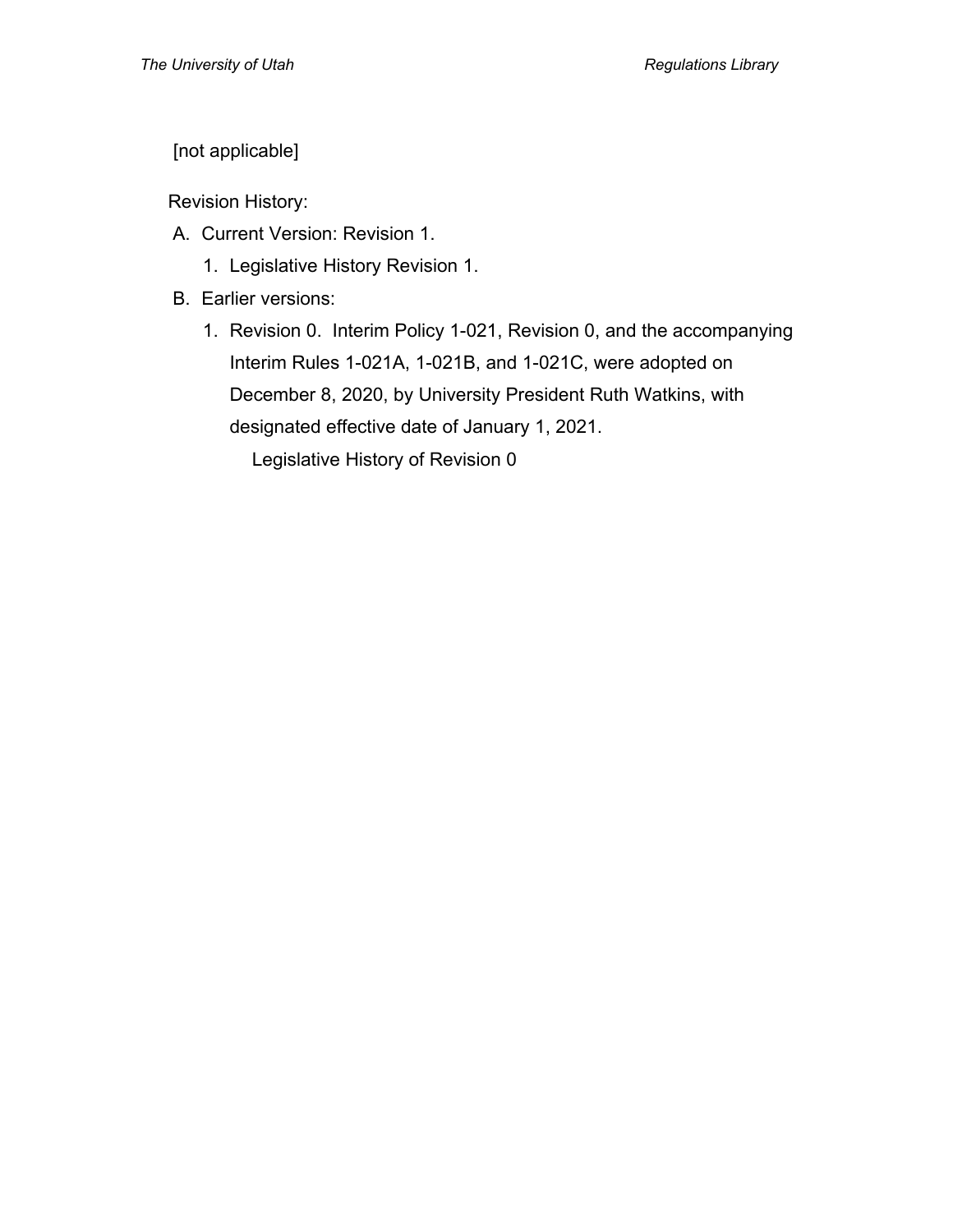[not applicable]

Revision History:

A. Current Version: Revision 1.
   1. Legislative History Revision 1.
B. Earlier versions:
   1. Revision 0. Interim Policy 1-021, Revision 0, and the accompanying Interim Rules 1-021A, 1-021B, and 1-021C, were adopted on December 8, 2020, by University President Ruth Watkins, with designated effective date of January 1, 2021.

      Legislative History of Revision 0